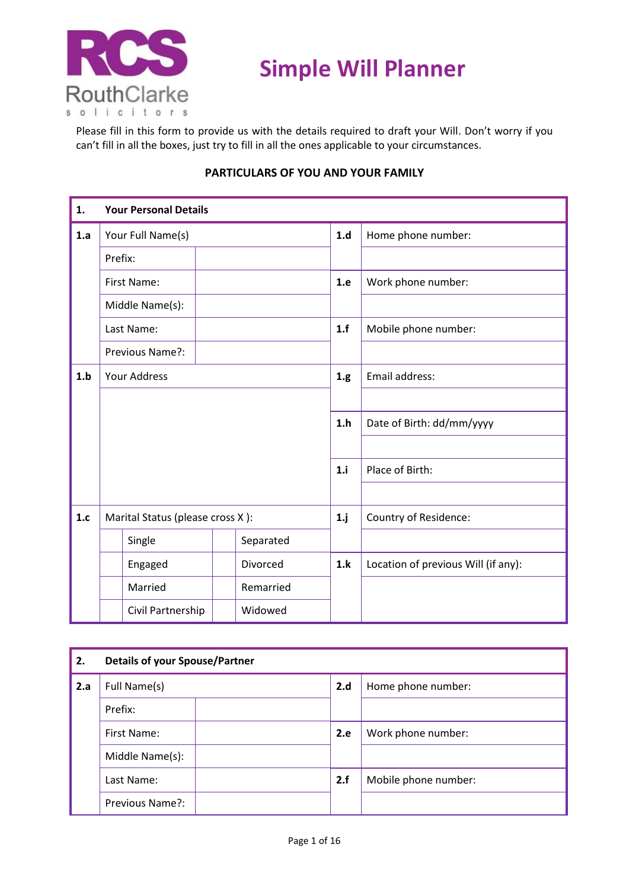RCS RouthClarke solicitors

# Simple Will Planner

Please fill in this form to provide us with the details required to draft your Will. Don't worry if you can't fill in all the boxes, just try to fill in all the ones applicable to your circumstances.

## PARTICULARS OF YOU AND YOUR FAMILY

| **1.** | **Your Personal Details** | | | | | |
|---|---|---|---|---|---|---|
| **1.a** | Your Full Name(s) | | | | **1.d** | Home phone number: |
| | Prefix: | | | | | |
| | First Name: | | | | **1.e** | Work phone number: |
| | Middle Name(s): | | | | | |
| | Last Name: | | | | **1.f** | Mobile phone number: |
| | Previous Name?: | | | | | |
| **1.b** | Your Address | | | | **1.g** | Email address: |
| | | | | | | |
| | | | | | **1.h** | Date of Birth: dd/mm/yyyy |
| | | | | | | |
| | | | | | **1.i** | Place of Birth: |
| | | | | | | |
| **1.c** | Marital Status (please cross X ): | | | | **1.j** | Country of Residence: |
| | | Single | | Separated | | |
| | | Engaged | | Divorced | **1.k** | Location of previous Will (if any): |
| | | Married | | Remarried | | |
| | | Civil Partnership | | Widowed | | |

| **2.** | **Details of your Spouse/Partner** | | | |
|---|---|---|---|---|
| **2.a** | Full Name(s) | | **2.d** | Home phone number: |
| | Prefix: | | | |
| | First Name: | | **2.e** | Work phone number: |
| | Middle Name(s): | | | |
| | Last Name: | | **2.f** | Mobile phone number: |
| | Previous Name?: | | | |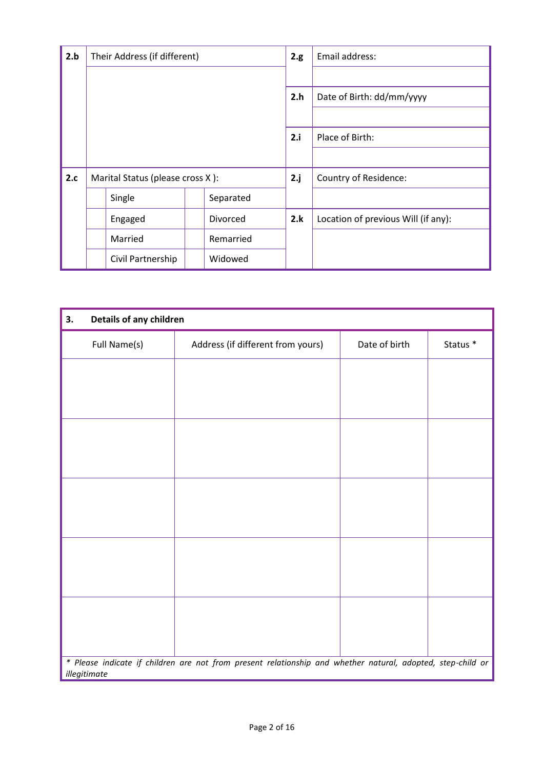| 2.b | Their Address (if different) | | | | 2.g | Email address: |
|---|---|---|---|---|---|---|
| | | | | | | |
| | | | | | 2.h | Date of Birth: dd/mm/yyyy |
| | | | | | | |
| | | | | | 2.i | Place of Birth: |
| | | | | | | |
| 2.c | Marital Status (please cross X ): | | | | 2.j | Country of Residence: |
| | | Single | | Separated | | |
| | | Engaged | | Divorced | 2.k | Location of previous Will (if any): |
| | | Married | | Remarried | | |
| | | Civil Partnership | | Widowed | | |

| 3. Details of any children | | | |
|---|---|---|---|
| Full Name(s) | Address (if different from yours) | Date of birth | Status * |
| | | | |
| | | | |
| | | | |
| | | | |
| | | | |

*\* Please indicate if children are not from present relationship and whether natural, adopted, step-child or illegitimate*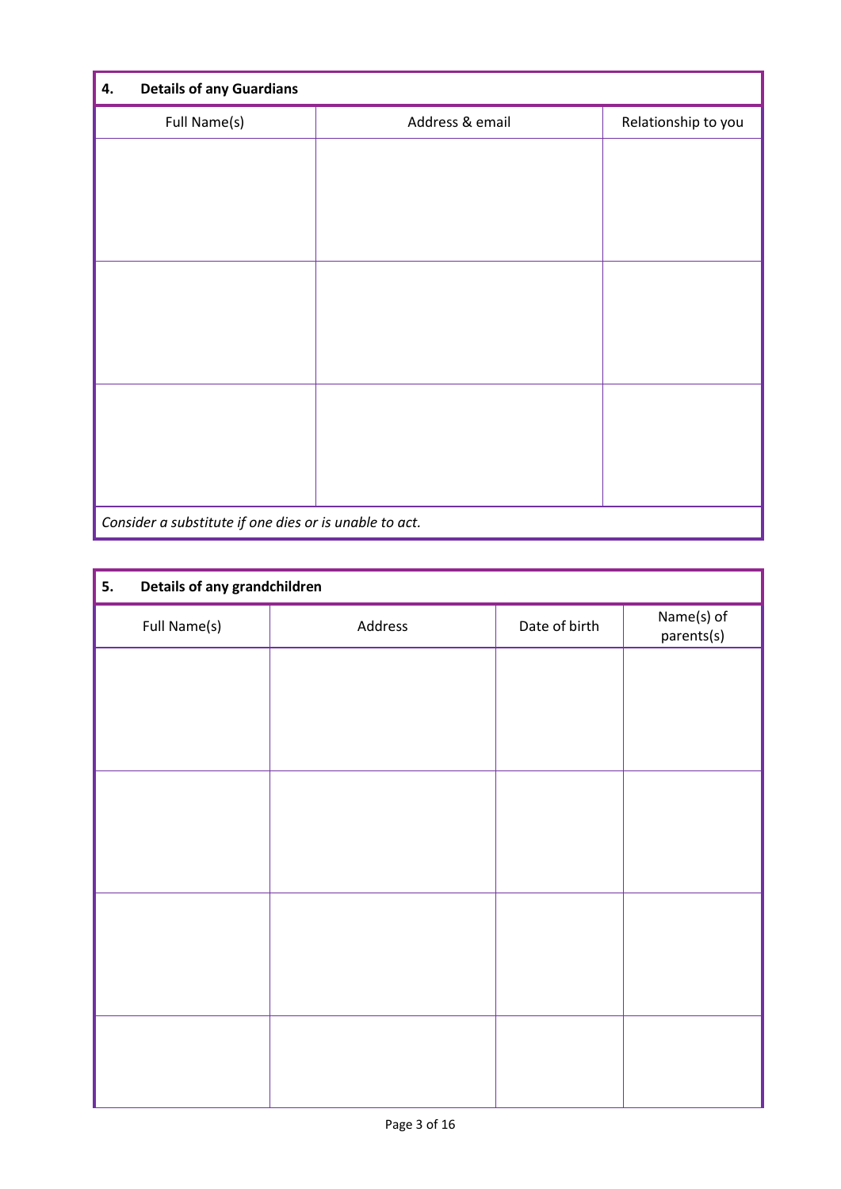## 4. Details of any Guardians

| Full Name(s) | Address & email | Relationship to you |
|---|---|---|
| | | |
| | | |
| | | |

*Consider a substitute if one dies or is unable to act.*

## 5. Details of any grandchildren

| Full Name(s) | Address | Date of birth | Name(s) of parents(s) |
|---|---|---|---|
| | | | |
| | | | |
| | | | |
| | | | |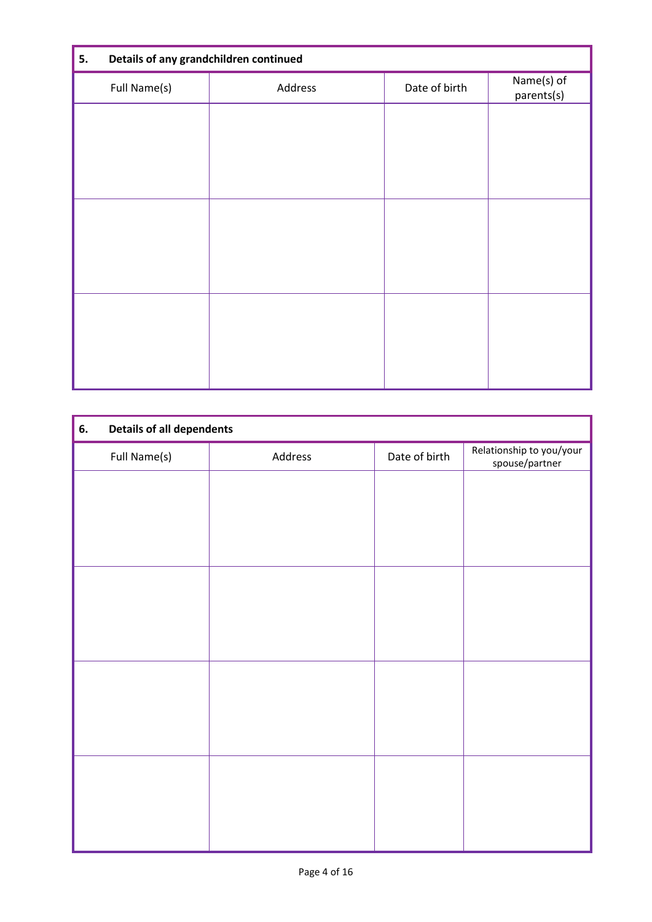## 5. Details of any grandchildren continued

| Full Name(s) | Address | Date of birth | Name(s) of parents(s) |
| --- | --- | --- | --- |
| | | | |
| | | | |
| | | | |

## 6. Details of all dependents

| Full Name(s) | Address | Date of birth | Relationship to you/your spouse/partner |
| --- | --- | --- | --- |
| | | | |
| | | | |
| | | | |
| | | | |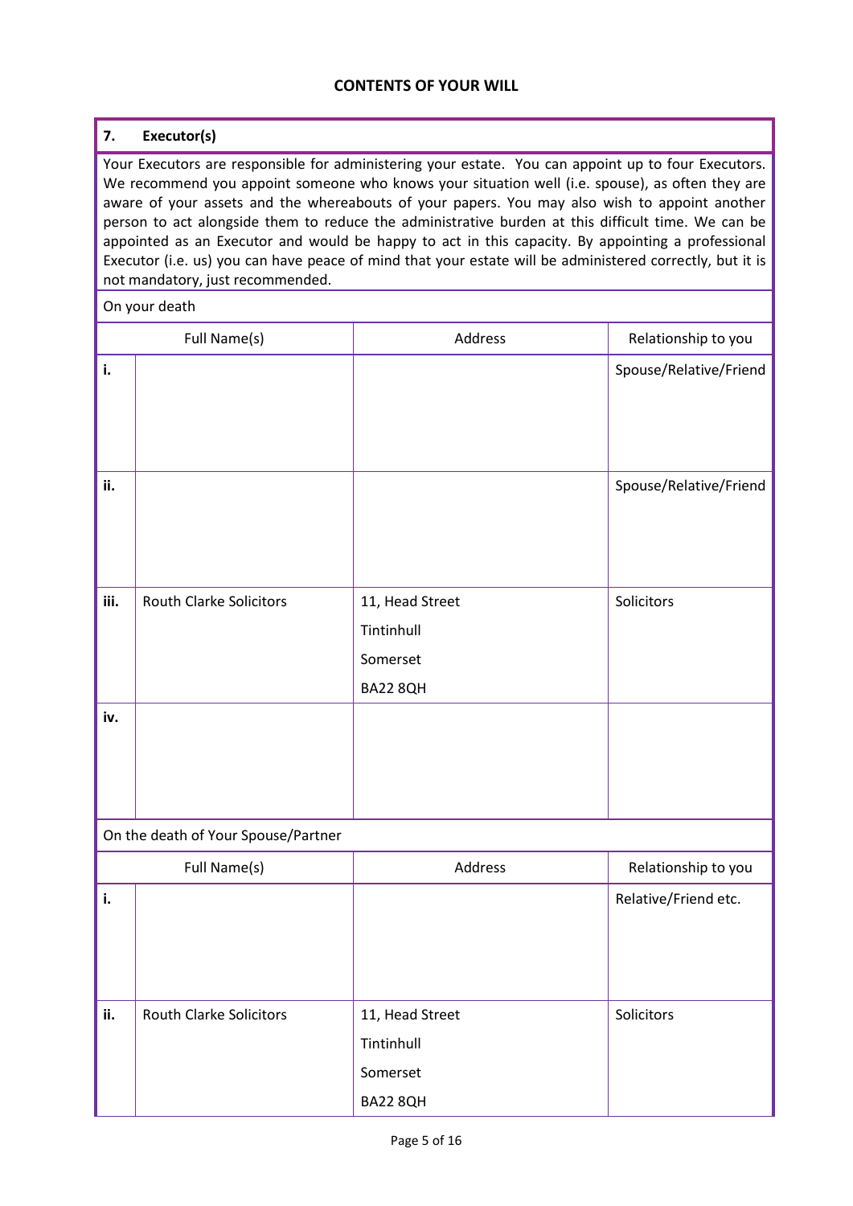## CONTENTS OF YOUR WILL

### 7. Executor(s)

Your Executors are responsible for administering your estate. You can appoint up to four Executors. We recommend you appoint someone who knows your situation well (i.e. spouse), as often they are aware of your assets and the whereabouts of your papers. You may also wish to appoint another person to act alongside them to reduce the administrative burden at this difficult time. We can be appointed as an Executor and would be happy to act in this capacity. By appointing a professional Executor (i.e. us) you can have peace of mind that your estate will be administered correctly, but it is not mandatory, just recommended.

On your death

| | Full Name(s) | Address | Relationship to you |
|---|---|---|---|
| i. | | | Spouse/Relative/Friend |
| ii. | | | Spouse/Relative/Friend |
| iii. | Routh Clarke Solicitors | 11, Head Street<br>Tintinhull<br>Somerset<br>BA22 8QH | Solicitors |
| iv. | | | |

On the death of Your Spouse/Partner

| | Full Name(s) | Address | Relationship to you |
|---|---|---|---|
| i. | | | Relative/Friend etc. |
| ii. | Routh Clarke Solicitors | 11, Head Street<br>Tintinhull<br>Somerset<br>BA22 8QH | Solicitors |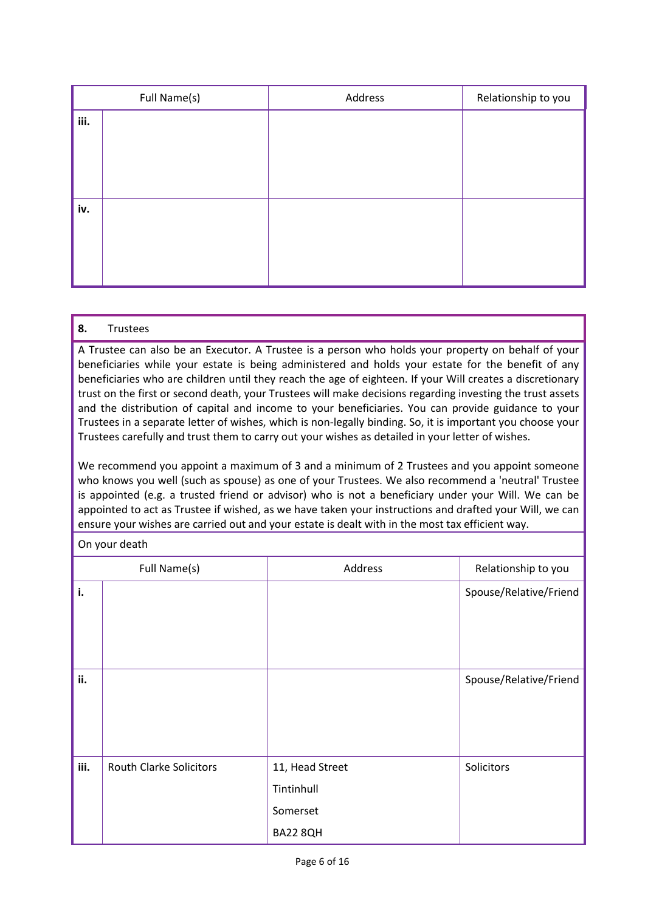| | Full Name(s) | Address | Relationship to you |
|---|---|---|---|
| iii. | | | |
| iv. | | | |

## 8. Trustees

A Trustee can also be an Executor. A Trustee is a person who holds your property on behalf of your beneficiaries while your estate is being administered and holds your estate for the benefit of any beneficiaries who are children until they reach the age of eighteen. If your Will creates a discretionary trust on the first or second death, your Trustees will make decisions regarding investing the trust assets and the distribution of capital and income to your beneficiaries. You can provide guidance to your Trustees in a separate letter of wishes, which is non-legally binding. So, it is important you choose your Trustees carefully and trust them to carry out your wishes as detailed in your letter of wishes.

We recommend you appoint a maximum of 3 and a minimum of 2 Trustees and you appoint someone who knows you well (such as spouse) as one of your Trustees. We also recommend a 'neutral' Trustee is appointed (e.g. a trusted friend or advisor) who is not a beneficiary under your Will. We can be appointed to act as Trustee if wished, as we have taken your instructions and drafted your Will, we can ensure your wishes are carried out and your estate is dealt with in the most tax efficient way.

On your death

| | Full Name(s) | Address | Relationship to you |
|---|---|---|---|
| i. | | | Spouse/Relative/Friend |
| ii. | | | Spouse/Relative/Friend |
| iii. | Routh Clarke Solicitors | 11, Head Street<br>Tintinhull<br>Somerset<br>BA22 8QH | Solicitors |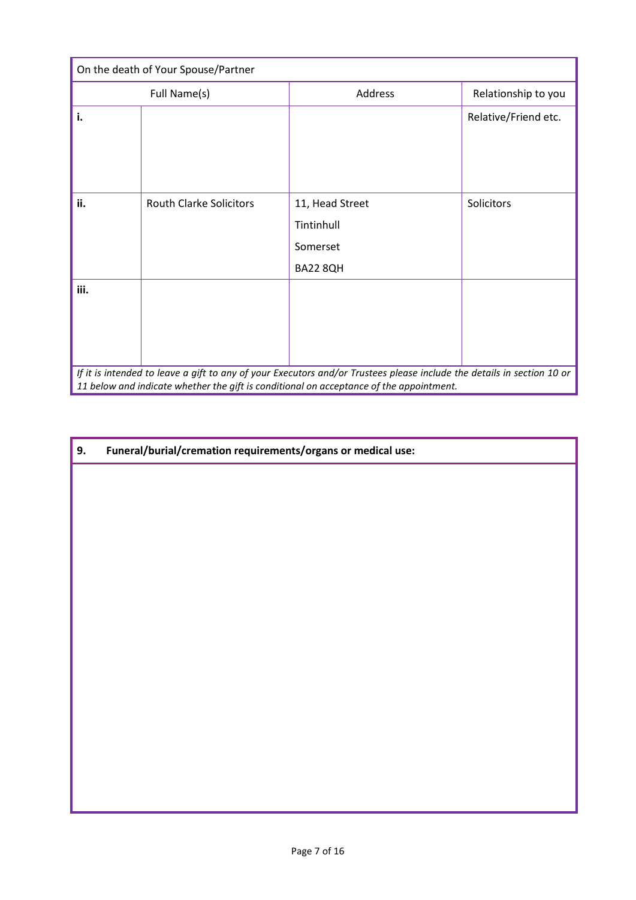| On the death of Your Spouse/Partner | | | |
|---|---|---|---|
| Full Name(s) | | Address | Relationship to you |
| **i.** | | | Relative/Friend etc. |
| **ii.** | Routh Clarke Solicitors | 11, Head Street<br>Tintinhull<br>Somerset<br>BA22 8QH | Solicitors |
| **iii.** | | | |

*If it is intended to leave a gift to any of your Executors and/or Trustees please include the details in section 10 or 11 below and indicate whether the gift is conditional on acceptance of the appointment.*

| **9. Funeral/burial/cremation requirements/organs or medical use:** |
|---|
| |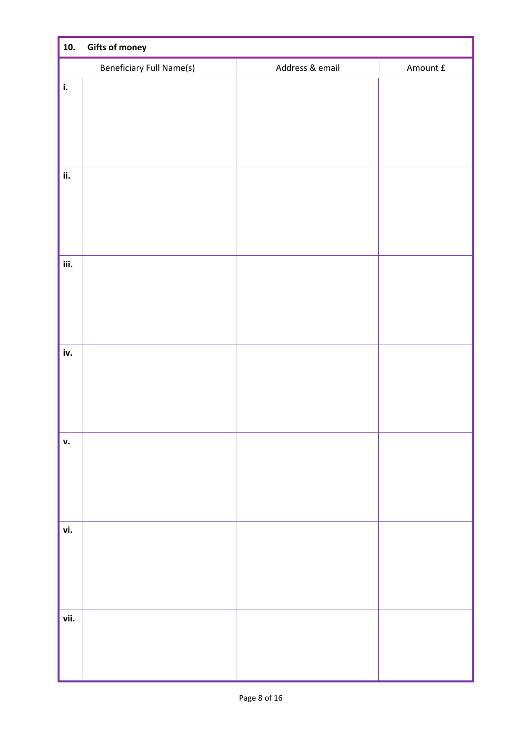## 10. Gifts of money

| | Beneficiary Full Name(s) | Address & email | Amount £ |
|---|---|---|---|
| i. | | | |
| ii. | | | |
| iii. | | | |
| iv. | | | |
| v. | | | |
| vi. | | | |
| vii. | | | |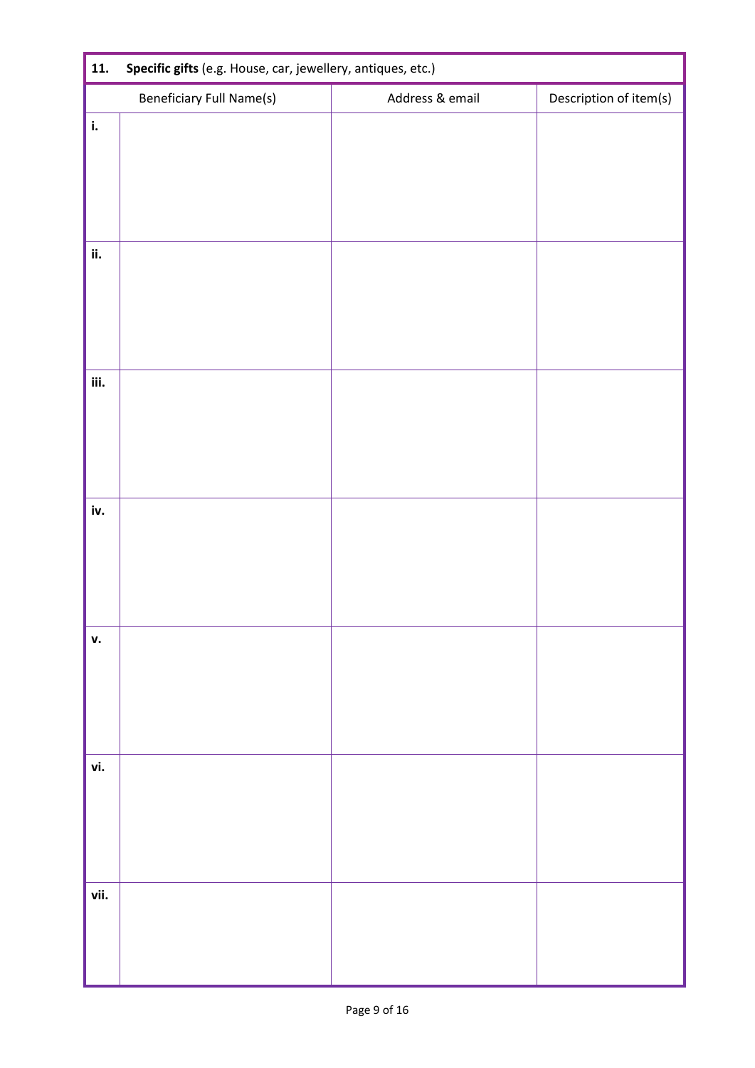| **11.** | **Specific gifts** (e.g. House, car, jewellery, antiques, etc.) | | |
|---|---|---|---|
| | Beneficiary Full Name(s) | Address & email | Description of item(s) |
| **i.** | | | |
| **ii.** | | | |
| **iii.** | | | |
| **iv.** | | | |
| **v.** | | | |
| **vi.** | | | |
| **vii.** | | | |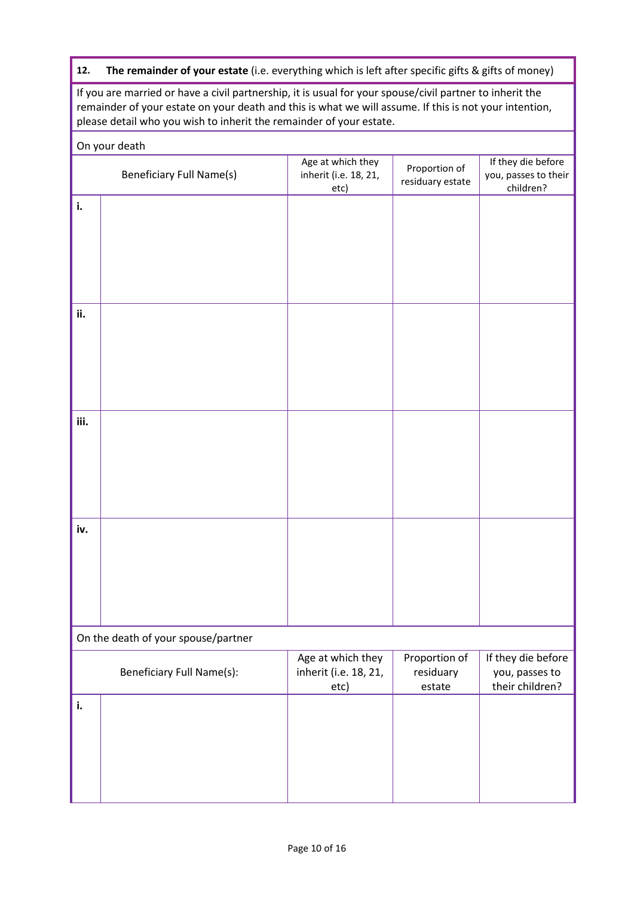**12. The remainder of your estate** (i.e. everything which is left after specific gifts & gifts of money)

If you are married or have a civil partnership, it is usual for your spouse/civil partner to inherit the remainder of your estate on your death and this is what we will assume. If this is not your intention, please detail who you wish to inherit the remainder of your estate.

On your death

| | Beneficiary Full Name(s) | Age at which they inherit (i.e. 18, 21, etc) | Proportion of residuary estate | If they die before you, passes to their children? |
|---|---|---|---|---|
| **i.** | | | | |
| **ii.** | | | | |
| **iii.** | | | | |
| **iv.** | | | | |

On the death of your spouse/partner

| | Beneficiary Full Name(s): | Age at which they inherit (i.e. 18, 21, etc) | Proportion of residuary estate | If they die before you, passes to their children? |
|---|---|---|---|---|
| **i.** | | | | |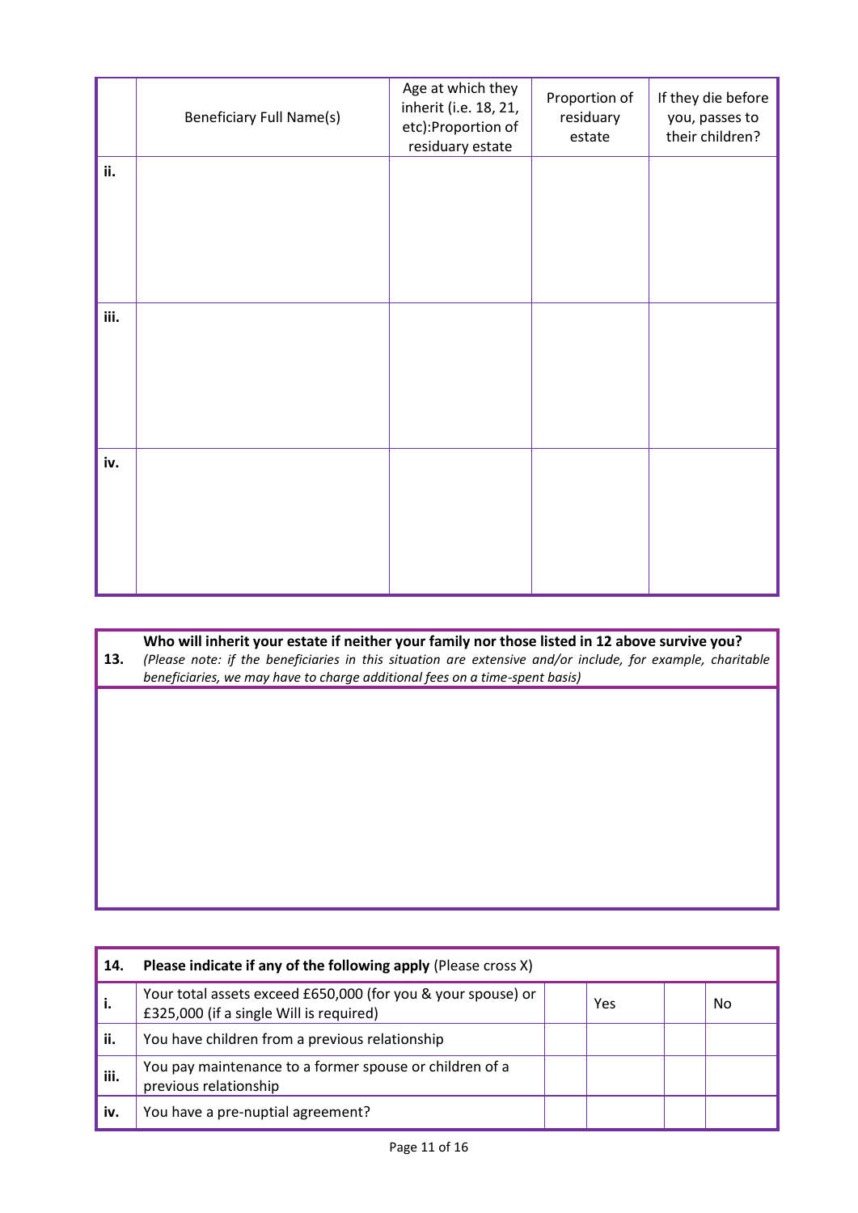| | Beneficiary Full Name(s) | Age at which they inherit (i.e. 18, 21, etc):Proportion of residuary estate | Proportion of residuary estate | If they die before you, passes to their children? |
|---|---|---|---|---|
| ii. | | | | |
| iii. | | | | |
| iv. | | | | |

| 13. | **Who will inherit your estate if neither your family nor those listed in 12 above survive you?** *(Please note: if the beneficiaries in this situation are extensive and/or include, for example, charitable beneficiaries, we may have to charge additional fees on a time-spent basis)* |
|---|---|
| | |

| 14. | **Please indicate if any of the following apply** (Please cross X) | | | | |
|---|---|---|---|---|---|
| i. | Your total assets exceed £650,000 (for you & your spouse) or £325,000 (if a single Will is required) | | Yes | | No |
| ii. | You have children from a previous relationship | | | | |
| iii. | You pay maintenance to a former spouse or children of a previous relationship | | | | |
| iv. | You have a pre-nuptial agreement? | | | | |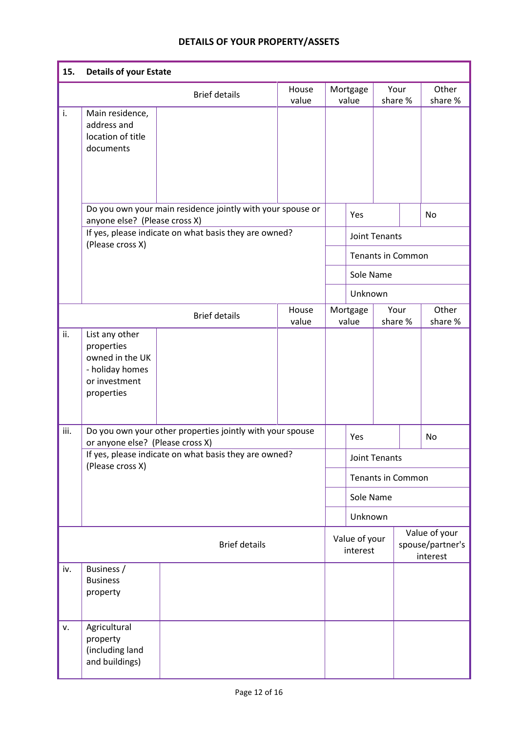## DETAILS OF YOUR PROPERTY/ASSETS

| 15. | Details of your Estate | | | | | |
|---|---|---|---|---|---|---|
| | | Brief details | House value | Mortgage value | Your share % | Other share % |
| i. | Main residence, address and location of title documents | | | | | |
| | Do you own your main residence jointly with your spouse or anyone else? (Please cross X) | | | | Yes | No |
| | If yes, please indicate on what basis they are owned? (Please cross X) | | | | Joint Tenants | |
| | | | | | Tenants in Common | |
| | | | | | Sole Name | |
| | | | | | Unknown | |
| | | Brief details | House value | Mortgage value | Your share % | Other share % |
| ii. | List any other properties owned in the UK - holiday homes or investment properties | | | | | |
| iii. | Do you own your other properties jointly with your spouse or anyone else? (Please cross X) | | | | Yes | No |
| | If yes, please indicate on what basis they are owned? (Please cross X) | | | | Joint Tenants | |
| | | | | | Tenants in Common | |
| | | | | | Sole Name | |
| | | | | | Unknown | |
| | | Brief details | | Value of your interest | | Value of your spouse/partner's interest |
| iv. | Business / Business property | | | | | |
| v. | Agricultural property (including land and buildings) | | | | | |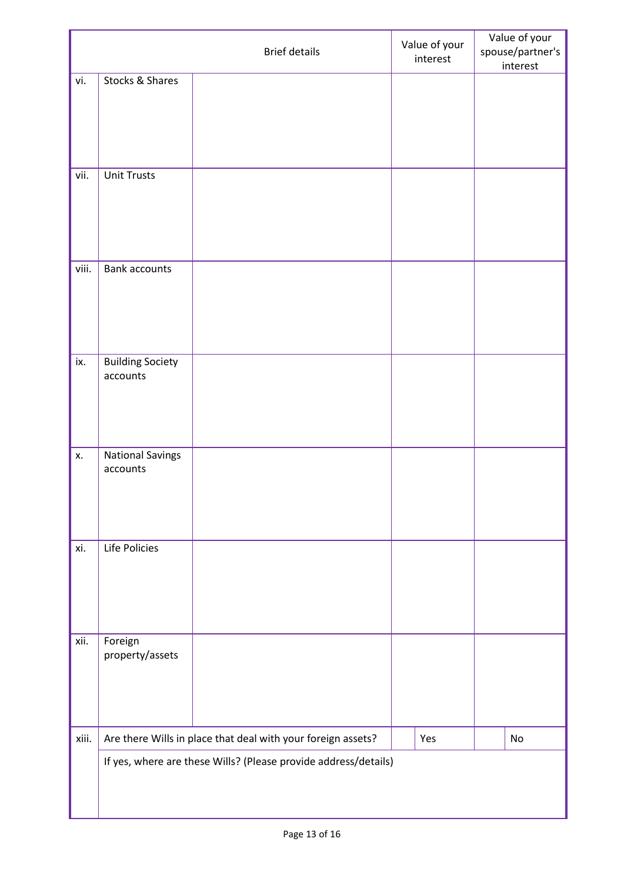| | | Brief details | Value of your interest | Value of your spouse/partner's interest |
|---|---|---|---|---|
| vi. | Stocks & Shares | | | |
| vii. | Unit Trusts | | | |
| viii. | Bank accounts | | | |
| ix. | Building Society accounts | | | |
| x. | National Savings accounts | | | |
| xi. | Life Policies | | | |
| xii. | Foreign property/assets | | | |
| xiii. | Are there Wills in place that deal with your foreign assets? | | Yes | No |
| | If yes, where are these Wills? (Please provide address/details) | | | |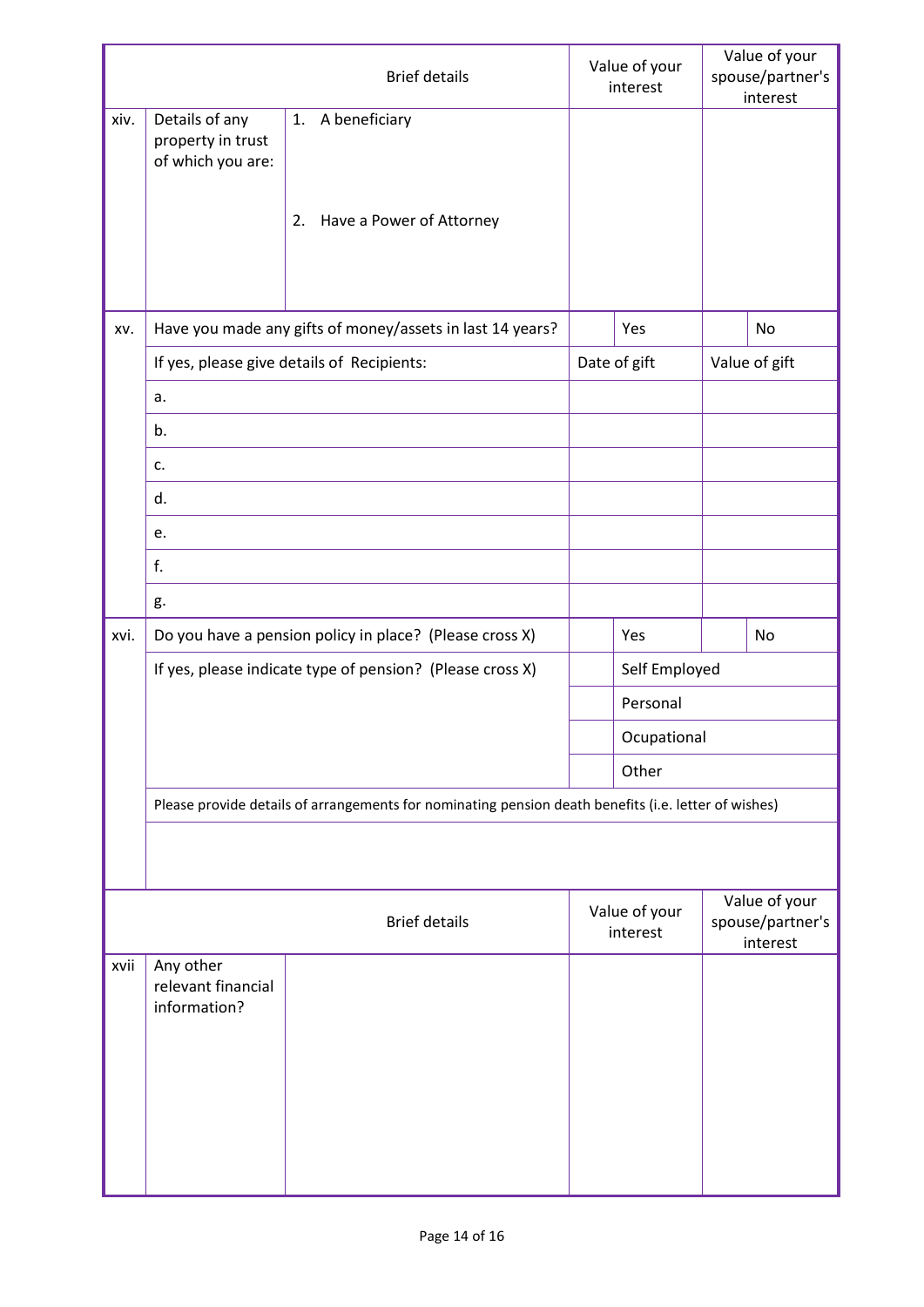| | | Brief details | Value of your interest | Value of your spouse/partner's interest |
|---|---|---|---|---|
| xiv. | Details of any property in trust of which you are: | 1. A beneficiary<br><br>2. Have a Power of Attorney | | |

| | | | | | |
|---|---|---|---|---|---|
| xv. | Have you made any gifts of money/assets in last 14 years? | | Yes | | No |
| | If yes, please give details of Recipients: | Date of gift | | Value of gift | |
| | a. | | | | |
| | b. | | | | |
| | c. | | | | |
| | d. | | | | |
| | e. | | | | |
| | f. | | | | |
| | g. | | | | |
| xvi. | Do you have a pension policy in place? (Please cross X) | | Yes | | No |
| | If yes, please indicate type of pension? (Please cross X) | | Self Employed | | |
| | | | Personal | | |
| | | | Ocupational | | |
| | | | Other | | |
| | Please provide details of arrangements for nominating pension death benefits (i.e. letter of wishes) | | | | |
| | | | | | |

| | | Brief details | Value of your interest | Value of your spouse/partner's interest |
|---|---|---|---|---|
| xvii | Any other relevant financial information? | | | |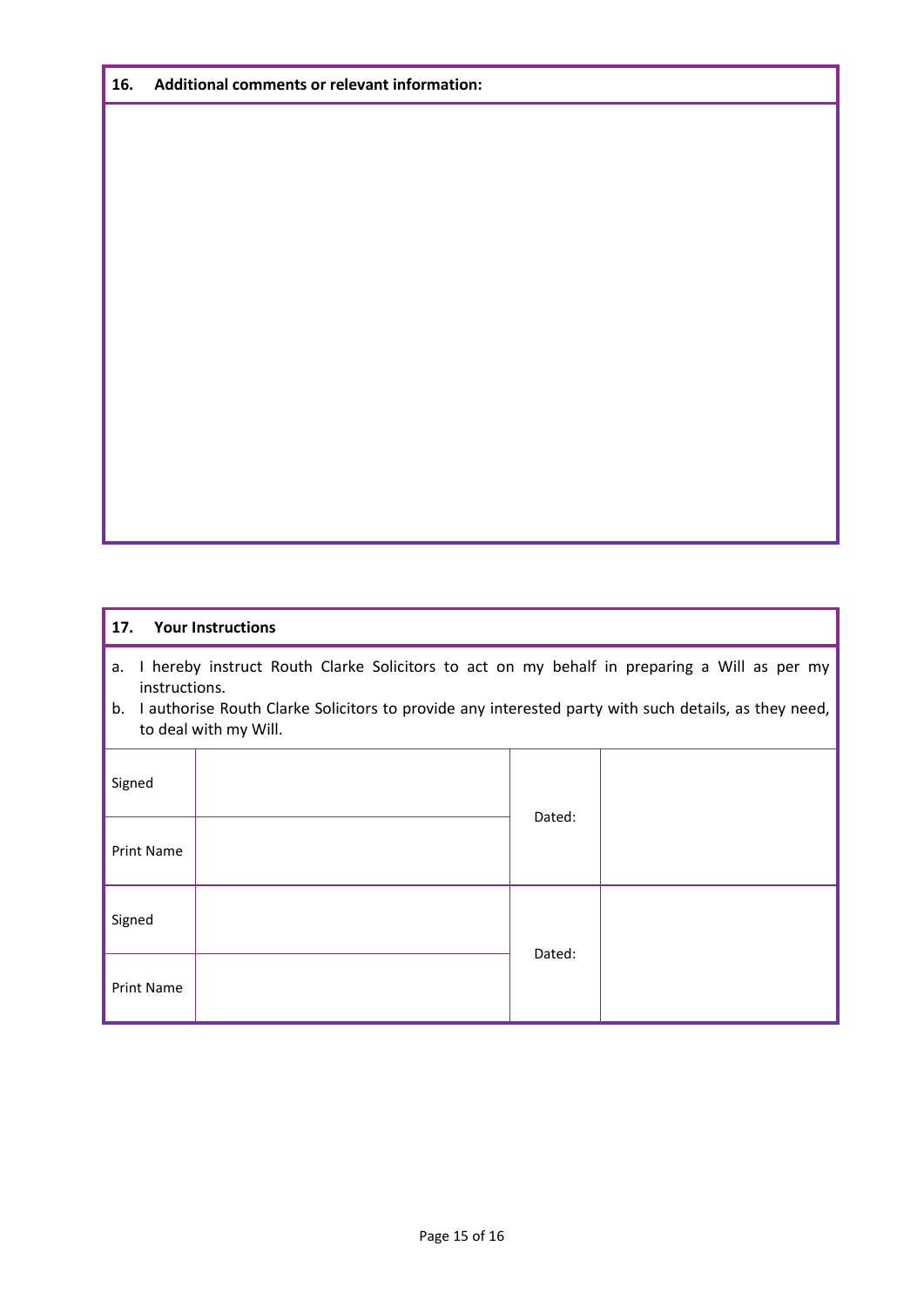## 16. Additional comments or relevant information:

## 17. Your Instructions

a. I hereby instruct Routh Clarke Solicitors to act on my behalf in preparing a Will as per my instructions.
b. I authorise Routh Clarke Solicitors to provide any interested party with such details, as they need, to deal with my Will.

| | | | |
|---|---|---|---|
| Signed | | Dated: | |
| Print Name | | | |
| Signed | | Dated: | |
| Print Name | | | |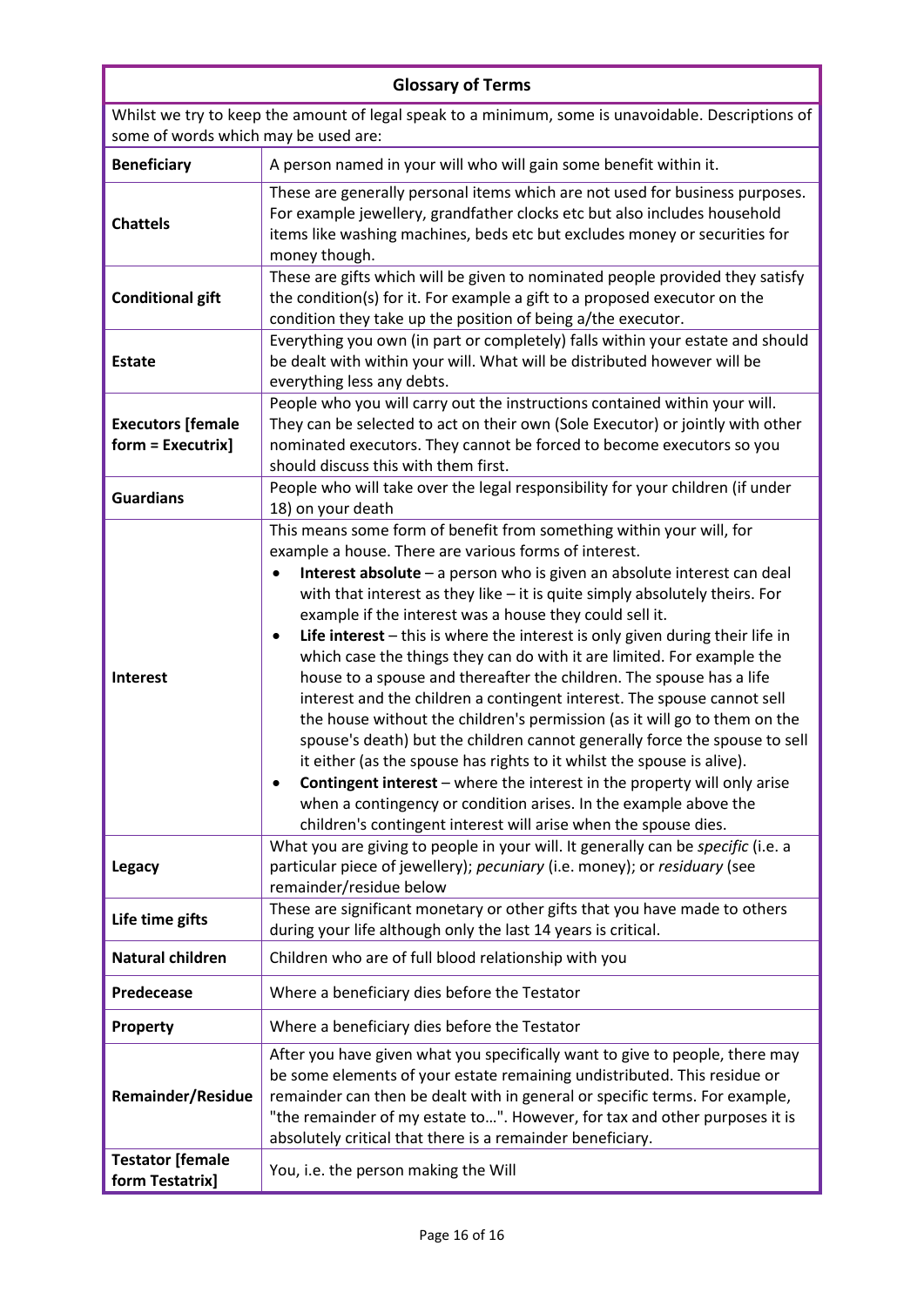| Glossary of Terms | |
|---|---|
| Whilst we try to keep the amount of legal speak to a minimum, some is unavoidable. Descriptions of some of words which may be used are: | |
| **Beneficiary** | A person named in your will who will gain some benefit within it. |
| **Chattels** | These are generally personal items which are not used for business purposes. For example jewellery, grandfather clocks etc but also includes household items like washing machines, beds etc but excludes money or securities for money though. |
| **Conditional gift** | These are gifts which will be given to nominated people provided they satisfy the condition(s) for it. For example a gift to a proposed executor on the condition they take up the position of being a/the executor. |
| **Estate** | Everything you own (in part or completely) falls within your estate and should be dealt with within your will. What will be distributed however will be everything less any debts. |
| **Executors [female form = Executrix]** | People who you will carry out the instructions contained within your will. They can be selected to act on their own (Sole Executor) or jointly with other nominated executors. They cannot be forced to become executors so you should discuss this with them first. |
| **Guardians** | People who will take over the legal responsibility for your children (if under 18) on your death |
| **Interest** | This means some form of benefit from something within your will, for example a house. There are various forms of interest.<br>• **Interest absolute** – a person who is given an absolute interest can deal with that interest as they like – it is quite simply absolutely theirs. For example if the interest was a house they could sell it.<br>• **Life interest** – this is where the interest is only given during their life in which case the things they can do with it are limited. For example the house to a spouse and thereafter the children. The spouse has a life interest and the children a contingent interest. The spouse cannot sell the house without the children's permission (as it will go to them on the spouse's death) but the children cannot generally force the spouse to sell it either (as the spouse has rights to it whilst the spouse is alive).<br>• **Contingent interest** – where the interest in the property will only arise when a contingency or condition arises. In the example above the children's contingent interest will arise when the spouse dies. |
| **Legacy** | What you are giving to people in your will. It generally can be *specific* (i.e. a particular piece of jewellery); *pecuniary* (i.e. money); or *residuary* (see remainder/residue below |
| **Life time gifts** | These are significant monetary or other gifts that you have made to others during your life although only the last 14 years is critical. |
| **Natural children** | Children who are of full blood relationship with you |
| **Predecease** | Where a beneficiary dies before the Testator |
| **Property** | Where a beneficiary dies before the Testator |
| **Remainder/Residue** | After you have given what you specifically want to give to people, there may be some elements of your estate remaining undistributed. This residue or remainder can then be dealt with in general or specific terms. For example, "the remainder of my estate to…". However, for tax and other purposes it is absolutely critical that there is a remainder beneficiary. |
| **Testator [female form Testatrix]** | You, i.e. the person making the Will |